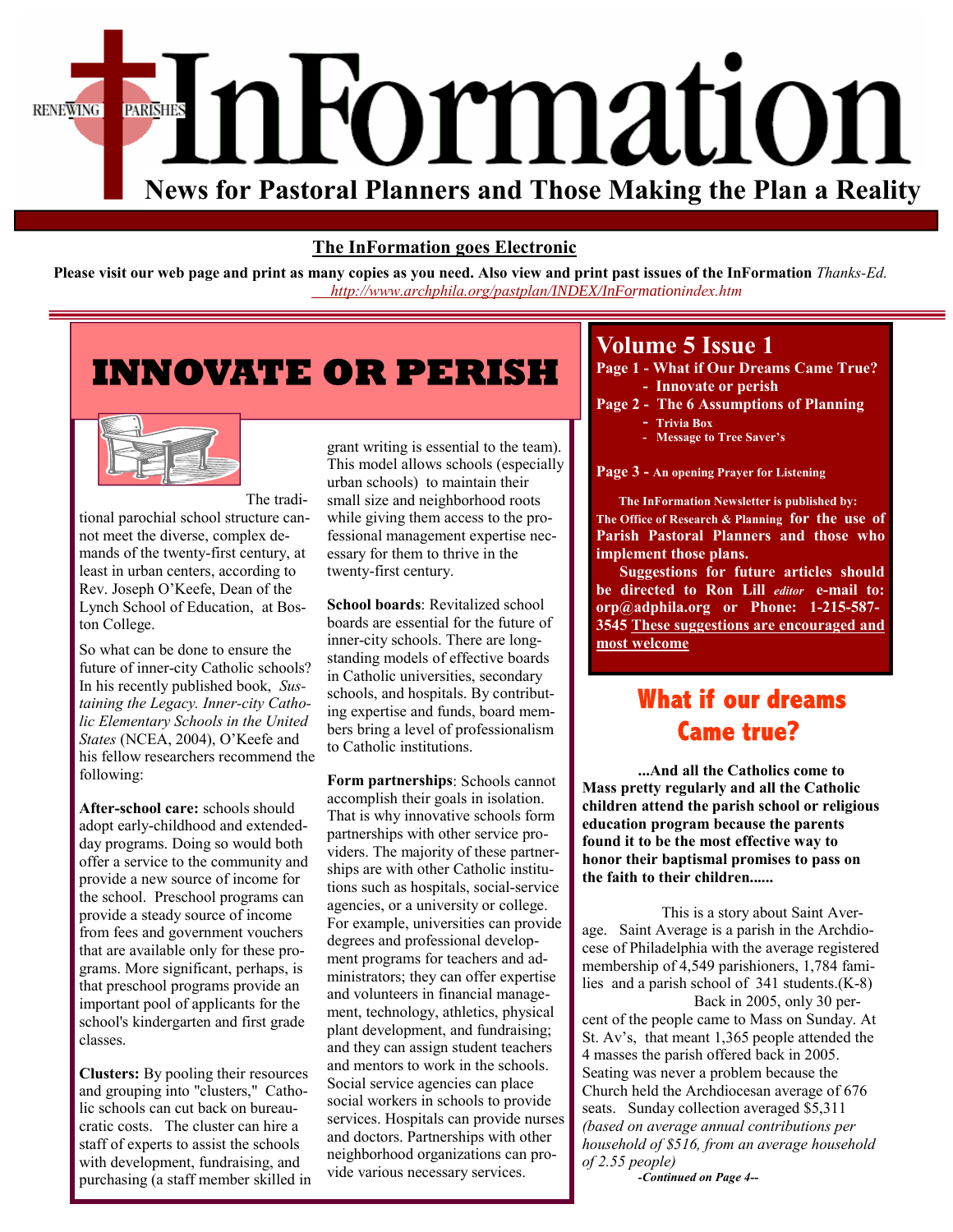# InFormation

RENEWING PARISHES

**News for Pastoral Planners and Those Making the Plan a Reality**

**The InFormation goes Electronic**

**Please visit our web page and print as many copies as you need. Also view and print past issues of the InFormation** *Thanks-Ed.*
*http://www.archphila.org/pastplan/INDEX/InFormationindex.htm*

## INNOVATE OR PERISH

The traditional parochial school structure cannot meet the diverse, complex demands of the twenty-first century, at least in urban centers, according to Rev. Joseph O'Keefe, Dean of the Lynch School of Education, at Boston College.

So what can be done to ensure the future of inner-city Catholic schools? In his recently published book, *Sustaining the Legacy. Inner-city Catholic Elementary Schools in the United States* (NCEA, 2004), O'Keefe and his fellow researchers recommend the following:

**After-school care:** schools should adopt early-childhood and extended-day programs. Doing so would both offer a service to the community and provide a new source of income for the school. Preschool programs can provide a steady source of income from fees and government vouchers that are available only for these programs. More significant, perhaps, is that preschool programs provide an important pool of applicants for the school's kindergarten and first grade classes.

**Clusters:** By pooling their resources and grouping into "clusters," Catholic schools can cut back on bureaucratic costs. The cluster can hire a staff of experts to assist the schools with development, fundraising, and purchasing (a staff member skilled in grant writing is essential to the team). This model allows schools (especially urban schools) to maintain their small size and neighborhood roots while giving them access to the professional management expertise necessary for them to thrive in the twenty-first century.

**School boards**: Revitalized school boards are essential for the future of inner-city schools. There are long-standing models of effective boards in Catholic universities, secondary schools, and hospitals. By contributing expertise and funds, board members bring a level of professionalism to Catholic institutions.

**Form partnerships**: Schools cannot accomplish their goals in isolation. That is why innovative schools form partnerships with other service providers. The majority of these partnerships are with other Catholic institutions such as hospitals, social-service agencies, or a university or college. For example, universities can provide degrees and professional development programs for teachers and administrators; they can offer expertise and volunteers in financial management, technology, athletics, physical plant development, and fundraising; and they can assign student teachers and mentors to work in the schools. Social service agencies can place social workers in schools to provide services. Hospitals can provide nurses and doctors. Partnerships with other neighborhood organizations can provide various necessary services.

## Volume 5 Issue 1

**Page 1 - What if Our Dreams Came True?**
**- Innovate or perish**
**Page 2 - The 6 Assumptions of Planning**
**- Trivia Box**
**- Message to Tree Saver's**

**Page 3 - An opening Prayer for Listening**

**The InFormation Newsletter is published by: The Office of Research & Planning for the use of Parish Pastoral Planners and those who implement those plans.**

**Suggestions for future articles should be directed to Ron Lill** ***editor*** **e-mail to: orp@adphila.org or Phone: 1-215-587-3545 These suggestions are encouraged and most welcome**

## What if our dreams Came true?

**...And all the Catholics come to Mass pretty regularly and all the Catholic children attend the parish school or religious education program because the parents found it to be the most effective way to honor their baptismal promises to pass on the faith to their children......**

This is a story about Saint Average. Saint Average is a parish in the Archdiocese of Philadelphia with the average registered membership of 4,549 parishioners, 1,784 families and a parish school of 341 students.(K-8)

Back in 2005, only 30 percent of the people came to Mass on Sunday. At St. Av's, that meant 1,365 people attended the 4 masses the parish offered back in 2005. Seating was never a problem because the Church held the Archdiocesan average of 676 seats. Sunday collection averaged $5,311 *(based on average annual contributions per household of $516, from an average household of 2.55 people)*

***-Continued on Page 4--***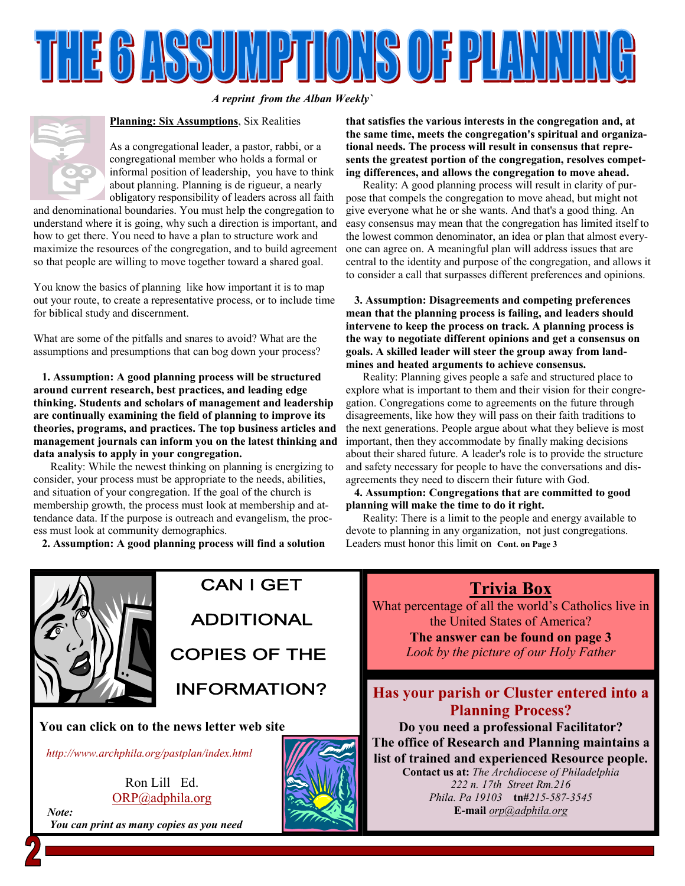# THE 6 ASSUMPTIONS OF PLANNING

*A reprint from the Alban Weekly`*

**Planning: Six Assumptions**, Six Realities

As a congregational leader, a pastor, rabbi, or a congregational member who holds a formal or informal position of leadership, you have to think about planning. Planning is de rigueur, a nearly obligatory responsibility of leaders across all faith and denominational boundaries. You must help the congregation to understand where it is going, why such a direction is important, and how to get there. You need to have a plan to structure work and maximize the resources of the congregation, and to build agreement so that people are willing to move together toward a shared goal.

You know the basics of planning like how important it is to map out your route, to create a representative process, or to include time for biblical study and discernment.

What are some of the pitfalls and snares to avoid? What are the assumptions and presumptions that can bog down your process?

**1. Assumption: A good planning process will be structured around current research, best practices, and leading edge thinking. Students and scholars of management and leadership are continually examining the field of planning to improve its theories, programs, and practices. The top business articles and management journals can inform you on the latest thinking and data analysis to apply in your congregation.**

Reality: While the newest thinking on planning is energizing to consider, your process must be appropriate to the needs, abilities, and situation of your congregation. If the goal of the church is membership growth, the process must look at membership and attendance data. If the purpose is outreach and evangelism, the process must look at community demographics.

**2. Assumption: A good planning process will find a solution that satisfies the various interests in the congregation and, at the same time, meets the congregation's spiritual and organizational needs. The process will result in consensus that represents the greatest portion of the congregation, resolves competing differences, and allows the congregation to move ahead.**

Reality: A good planning process will result in clarity of purpose that compels the congregation to move ahead, but might not give everyone what he or she wants. And that's a good thing. An easy consensus may mean that the congregation has limited itself to the lowest common denominator, an idea or plan that almost everyone can agree on. A meaningful plan will address issues that are central to the identity and purpose of the congregation, and allows it to consider a call that surpasses different preferences and opinions.

**3. Assumption: Disagreements and competing preferences mean that the planning process is failing, and leaders should intervene to keep the process on track. A planning process is the way to negotiate different opinions and get a consensus on goals. A skilled leader will steer the group away from landmines and heated arguments to achieve consensus.**

Reality: Planning gives people a safe and structured place to explore what is important to them and their vision for their congregation. Congregations come to agreements on the future through disagreements, like how they will pass on their faith traditions to the next generations. People argue about what they believe is most important, then they accommodate by finally making decisions about their shared future. A leader's role is to provide the structure and safety necessary for people to have the conversations and disagreements they need to discern their future with God.

**4. Assumption: Congregations that are committed to good planning will make the time to do it right.**

Reality: There is a limit to the people and energy available to devote to planning in any organization, not just congregations. Leaders must honor this limit on **Cont. on Page 3**

---

## CAN I GET ADDITIONAL COPIES OF THE INFORMATION?

**You can click on to the news letter web site**

*http://www.archphila.org/pastplan/index.html*

Ron Lill Ed.
ORP@adphila.org

***Note:***
***You can print as many copies as you need***

---

## Trivia Box

What percentage of all the world's Catholics live in the United States of America?

**The answer can be found on page 3**

*Look by the picture of our Holy Father*

---

## Has your parish or Cluster entered into a Planning Process?

**Do you need a professional Facilitator?**

**The office of Research and Planning maintains a list of trained and experienced Resource people.**

**Contact us at:** *The Archdiocese of Philadelphia*
*222 n. 17th Street Rm.216*
*Phila. Pa 19103* **tn#***215-587-3545*
**E-mail** *orp@adphila.org*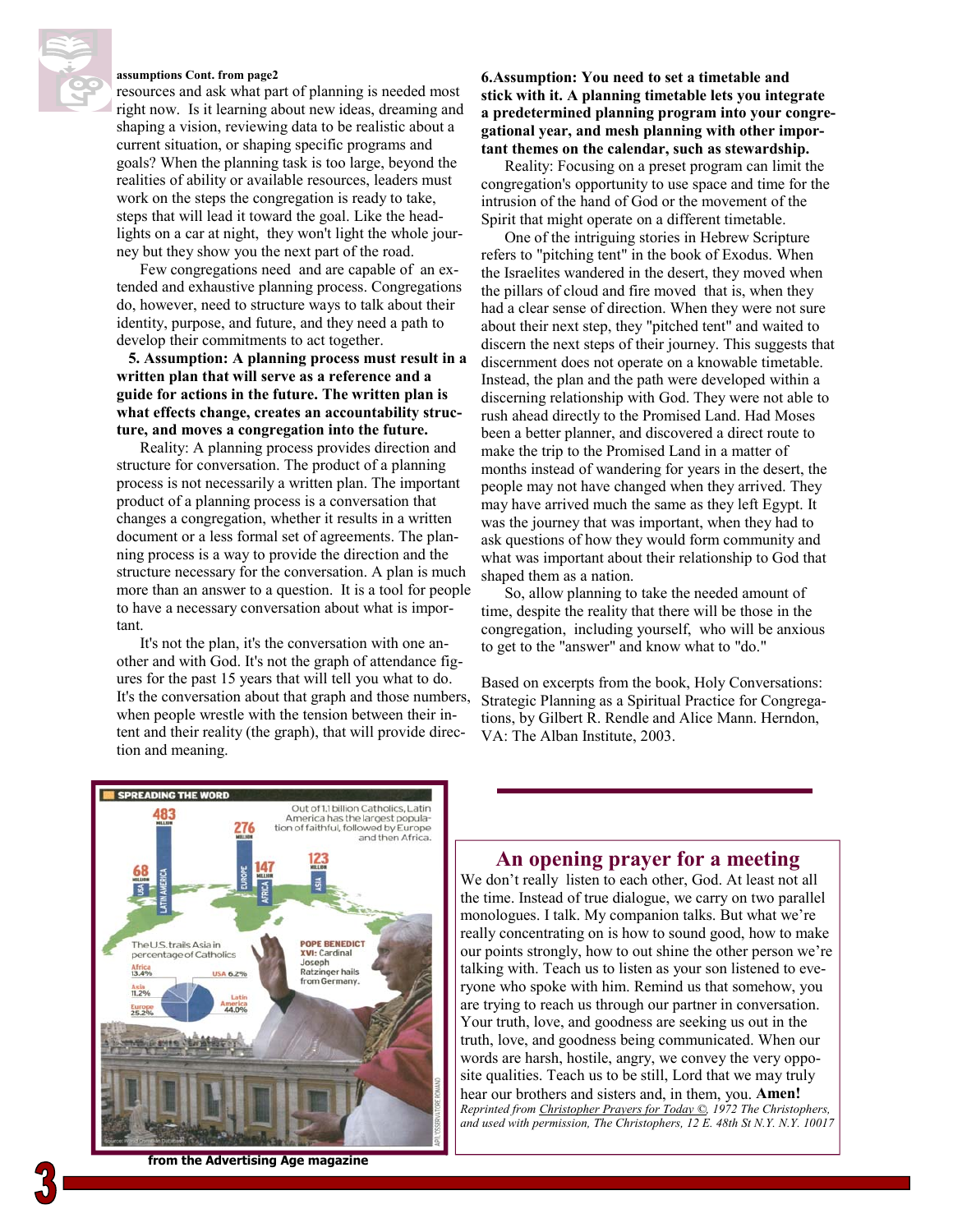**assumptions Cont. from page2**

resources and ask what part of planning is needed most right now. Is it learning about new ideas, dreaming and shaping a vision, reviewing data to be realistic about a current situation, or shaping specific programs and goals? When the planning task is too large, beyond the realities of ability or available resources, leaders must work on the steps the congregation is ready to take, steps that will lead it toward the goal. Like the headlights on a car at night, they won't light the whole journey but they show you the next part of the road.

Few congregations need and are capable of an extended and exhaustive planning process. Congregations do, however, need to structure ways to talk about their identity, purpose, and future, and they need a path to develop their commitments to act together.

**5. Assumption: A planning process must result in a written plan that will serve as a reference and a guide for actions in the future. The written plan is what effects change, creates an accountability structure, and moves a congregation into the future.**

Reality: A planning process provides direction and structure for conversation. The product of a planning process is not necessarily a written plan. The important product of a planning process is a conversation that changes a congregation, whether it results in a written document or a less formal set of agreements. The planning process is a way to provide the direction and the structure necessary for the conversation. A plan is much more than an answer to a question. It is a tool for people to have a necessary conversation about what is important.

It's not the plan, it's the conversation with one another and with God. It's not the graph of attendance figures for the past 15 years that will tell you what to do. It's the conversation about that graph and those numbers, when people wrestle with the tension between their intent and their reality (the graph), that will provide direction and meaning.

**6.Assumption: You need to set a timetable and stick with it. A planning timetable lets you integrate a predetermined planning program into your congregational year, and mesh planning with other important themes on the calendar, such as stewardship.**

Reality: Focusing on a preset program can limit the congregation's opportunity to use space and time for the intrusion of the hand of God or the movement of the Spirit that might operate on a different timetable.

One of the intriguing stories in Hebrew Scripture refers to "pitching tent" in the book of Exodus. When the Israelites wandered in the desert, they moved when the pillars of cloud and fire moved that is, when they had a clear sense of direction. When they were not sure about their next step, they "pitched tent" and waited to discern the next steps of their journey. This suggests that discernment does not operate on a knowable timetable. Instead, the plan and the path were developed within a discerning relationship with God. They were not able to rush ahead directly to the Promised Land. Had Moses been a better planner, and discovered a direct route to make the trip to the Promised Land in a matter of months instead of wandering for years in the desert, the people may not have changed when they arrived. They may have arrived much the same as they left Egypt. It was the journey that was important, when they had to ask questions of how they would form community and what was important about their relationship to God that shaped them as a nation.

So, allow planning to take the needed amount of time, despite the reality that there will be those in the congregation, including yourself, who will be anxious to get to the "answer" and know what to "do."

Based on excerpts from the book, Holy Conversations: Strategic Planning as a Spiritual Practice for Congregations, by Gilbert R. Rendle and Alice Mann. Herndon, VA: The Alban Institute, 2003.

SPREADING THE WORD

Out of 1.1 billion Catholics, Latin America has the largest population of faithful, followed by Europe and then Africa.

483 MILLION LATIN AMERICA
276 MILLION EUROPE
147 MILLION AFRICA
123 MILLION ASIA
68 MILLION USA

The U.S. trails Asia in percentage of Catholics
Africa 13.4%
Asia 11.2%
Europe 25.2%
USA 6.2%
Latin America 44.0%

POPE BENEDICT XVI: Cardinal Joseph Ratzinger hails from Germany.

from the Advertising Age magazine

## An opening prayer for a meeting

We don't really listen to each other, God. At least not all the time. Instead of true dialogue, we carry on two parallel monologues. I talk. My companion talks. But what we're really concentrating on is how to sound good, how to make our points strongly, how to out shine the other person we're talking with. Teach us to listen as your son listened to everyone who spoke with him. Remind us that somehow, you are trying to reach us through our partner in conversation. Your truth, love, and goodness are seeking us out in the truth, love, and goodness being communicated. When our words are harsh, hostile, angry, we convey the very opposite qualities. Teach us to be still, Lord that we may truly hear our brothers and sisters and, in them, you. **Amen!**

*Reprinted from Christopher Prayers for Today ©, 1972 The Christophers, and used with permission, The Christophers, 12 E. 48th St N.Y. N.Y. 10017*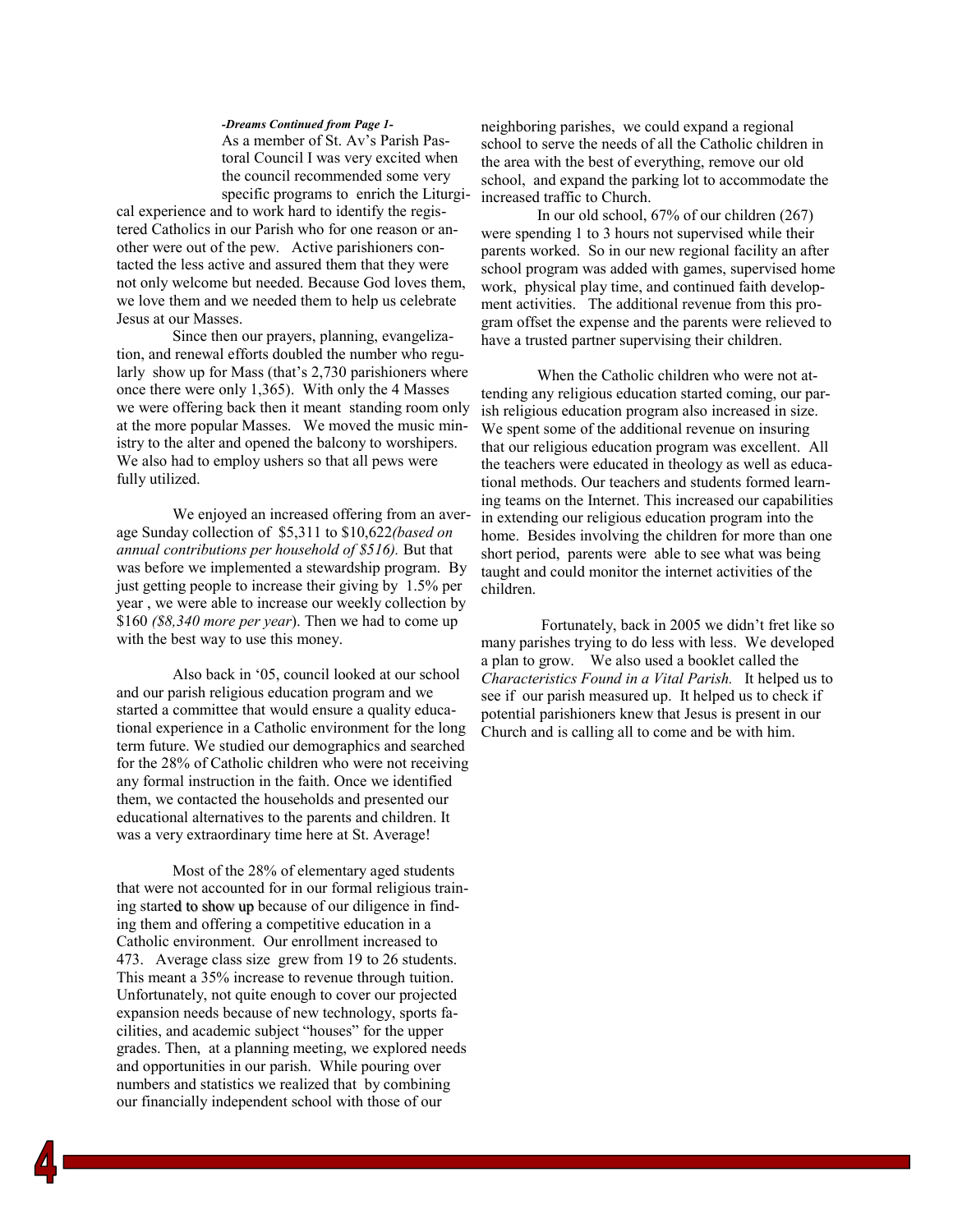*-Dreams Continued from Page 1-*

As a member of St. Av's Parish Pastoral Council I was very excited when the council recommended some very specific programs to enrich the Liturgical experience and to work hard to identify the registered Catholics in our Parish who for one reason or another were out of the pew. Active parishioners contacted the less active and assured them that they were not only welcome but needed. Because God loves them, we love them and we needed them to help us celebrate Jesus at our Masses.

Since then our prayers, planning, evangelization, and renewal efforts doubled the number who regularly show up for Mass (that's 2,730 parishioners where once there were only 1,365). With only the 4 Masses we were offering back then it meant standing room only at the more popular Masses. We moved the music ministry to the alter and opened the balcony to worshipers. We also had to employ ushers so that all pews were fully utilized.

We enjoyed an increased offering from an average Sunday collection of $5,311 to $10,622*(based on annual contributions per household of $516).* But that was before we implemented a stewardship program. By just getting people to increase their giving by 1.5% per year , we were able to increase our weekly collection by $160 *($8,340 more per year*). Then we had to come up with the best way to use this money.

Also back in '05, council looked at our school and our parish religious education program and we started a committee that would ensure a quality educational experience in a Catholic environment for the long term future. We studied our demographics and searched for the 28% of Catholic children who were not receiving any formal instruction in the faith. Once we identified them, we contacted the households and presented our educational alternatives to the parents and children. It was a very extraordinary time here at St. Average!

Most of the 28% of elementary aged students that were not accounted for in our formal religious training started to show up because of our diligence in finding them and offering a competitive education in a Catholic environment. Our enrollment increased to 473. Average class size grew from 19 to 26 students. This meant a 35% increase to revenue through tuition. Unfortunately, not quite enough to cover our projected expansion needs because of new technology, sports facilities, and academic subject "houses" for the upper grades. Then, at a planning meeting, we explored needs and opportunities in our parish. While pouring over numbers and statistics we realized that by combining our financially independent school with those of our neighboring parishes, we could expand a regional school to serve the needs of all the Catholic children in the area with the best of everything, remove our old school, and expand the parking lot to accommodate the increased traffic to Church.

In our old school, 67% of our children (267) were spending 1 to 3 hours not supervised while their parents worked. So in our new regional facility an after school program was added with games, supervised home work, physical play time, and continued faith development activities. The additional revenue from this program offset the expense and the parents were relieved to have a trusted partner supervising their children.

When the Catholic children who were not attending any religious education started coming, our parish religious education program also increased in size. We spent some of the additional revenue on insuring that our religious education program was excellent. All the teachers were educated in theology as well as educational methods. Our teachers and students formed learning teams on the Internet. This increased our capabilities in extending our religious education program into the home. Besides involving the children for more than one short period, parents were able to see what was being taught and could monitor the internet activities of the children.

Fortunately, back in 2005 we didn't fret like so many parishes trying to do less with less. We developed a plan to grow. We also used a booklet called the *Characteristics Found in a Vital Parish.* It helped us to see if our parish measured up. It helped us to check if potential parishioners knew that Jesus is present in our Church and is calling all to come and be with him.